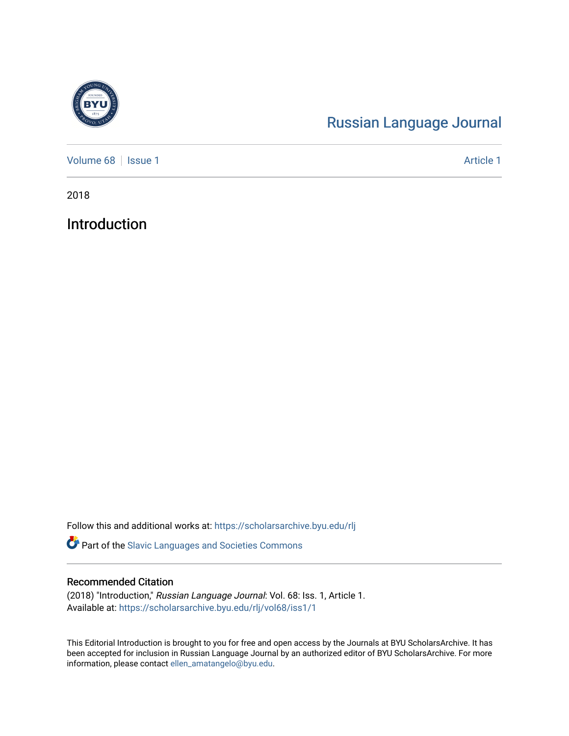Russian Language Journal

Volume 68 | Issue 1 | Article 1

2018

# Introduction

Follow this and additional works at: https://scholarsarchive.byu.edu/rlj

Part of the Slavic Languages and Societies Commons

## Recommended Citation

(2018) "Introduction," *Russian Language Journal*: Vol. 68: Iss. 1, Article 1.
Available at: https://scholarsarchive.byu.edu/rlj/vol68/iss1/1

This Editorial Introduction is brought to you for free and open access by the Journals at BYU ScholarsArchive. It has been accepted for inclusion in Russian Language Journal by an authorized editor of BYU ScholarsArchive. For more information, please contact ellen_amatangelo@byu.edu.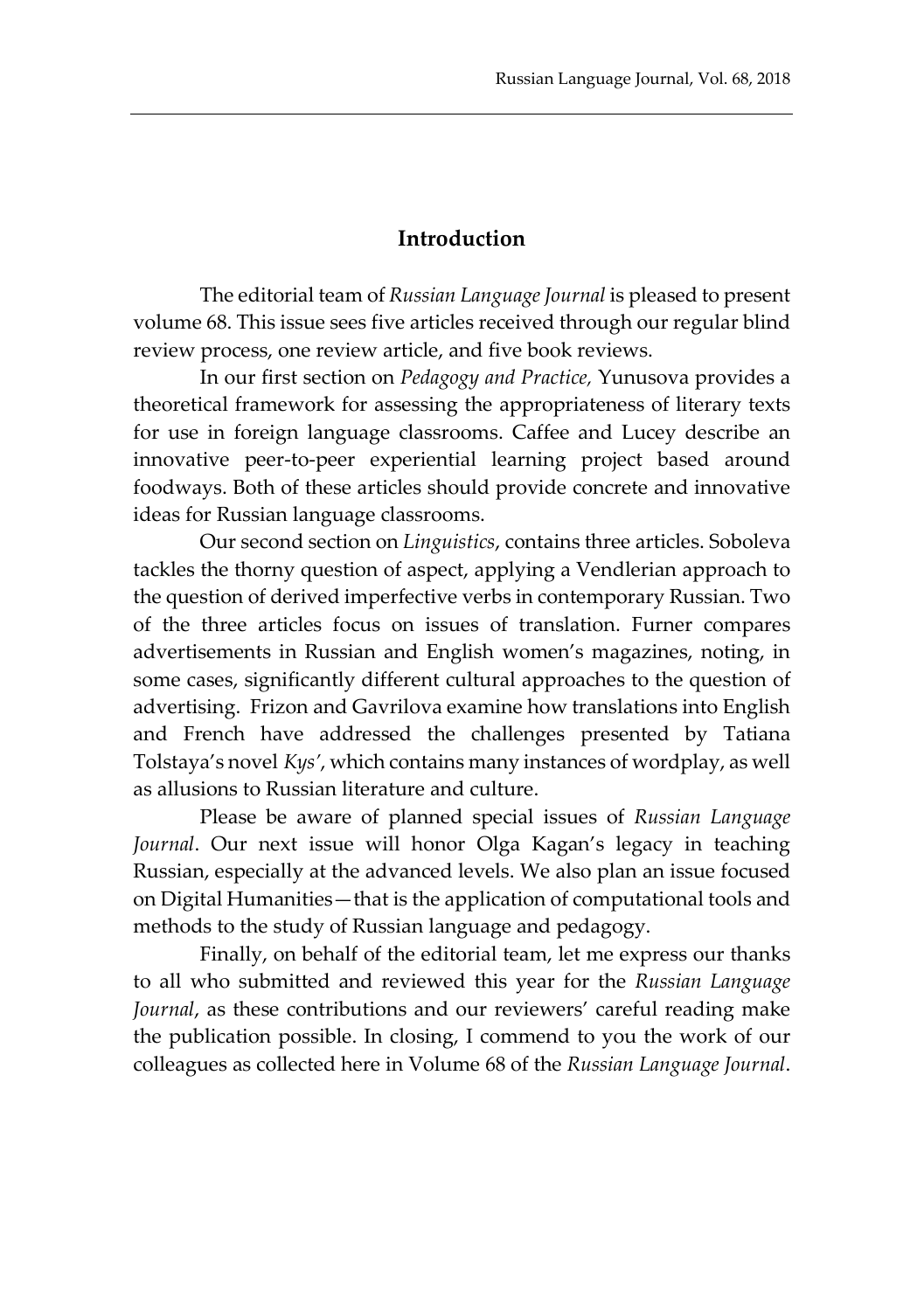## Introduction

The editorial team of *Russian Language Journal* is pleased to present volume 68. This issue sees five articles received through our regular blind review process, one review article, and five book reviews.

In our first section on *Pedagogy and Practice,* Yunusova provides a theoretical framework for assessing the appropriateness of literary texts for use in foreign language classrooms. Caffee and Lucey describe an innovative peer-to-peer experiential learning project based around foodways. Both of these articles should provide concrete and innovative ideas for Russian language classrooms.

Our second section on *Linguistics*, contains three articles. Soboleva tackles the thorny question of aspect, applying a Vendlerian approach to the question of derived imperfective verbs in contemporary Russian. Two of the three articles focus on issues of translation. Furner compares advertisements in Russian and English women's magazines, noting, in some cases, significantly different cultural approaches to the question of advertising. Frizon and Gavrilova examine how translations into English and French have addressed the challenges presented by Tatiana Tolstaya's novel *Kys'*, which contains many instances of wordplay, as well as allusions to Russian literature and culture.

Please be aware of planned special issues of *Russian Language Journal*. Our next issue will honor Olga Kagan's legacy in teaching Russian, especially at the advanced levels. We also plan an issue focused on Digital Humanities—that is the application of computational tools and methods to the study of Russian language and pedagogy.

Finally, on behalf of the editorial team, let me express our thanks to all who submitted and reviewed this year for the *Russian Language Journal*, as these contributions and our reviewers' careful reading make the publication possible. In closing, I commend to you the work of our colleagues as collected here in Volume 68 of the *Russian Language Journal*.